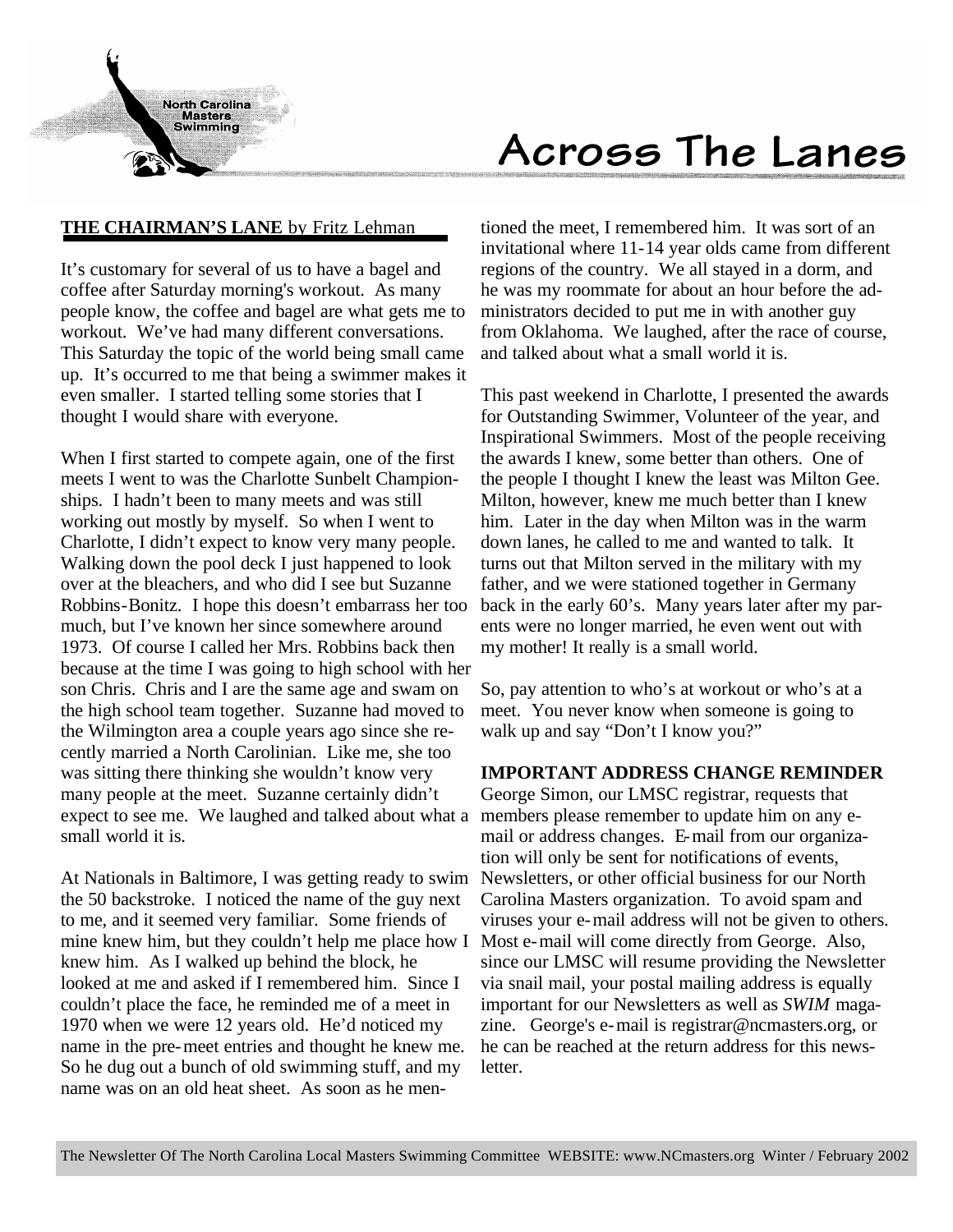# Across The Lanes

North Carolina Masters Swimming

## THE CHAIRMAN'S LANE by Fritz Lehman

It's customary for several of us to have a bagel and coffee after Saturday morning's workout. As many people know, the coffee and bagel are what gets me to workout. We've had many different conversations. This Saturday the topic of the world being small came up. It's occurred to me that being a swimmer makes it even smaller. I started telling some stories that I thought I would share with everyone.

When I first started to compete again, one of the first meets I went to was the Charlotte Sunbelt Championships. I hadn't been to many meets and was still working out mostly by myself. So when I went to Charlotte, I didn't expect to know very many people. Walking down the pool deck I just happened to look over at the bleachers, and who did I see but Suzanne Robbins-Bonitz. I hope this doesn't embarrass her too much, but I've known her since somewhere around 1973. Of course I called her Mrs. Robbins back then because at the time I was going to high school with her son Chris. Chris and I are the same age and swam on the high school team together. Suzanne had moved to the Wilmington area a couple years ago since she recently married a North Carolinian. Like me, she too was sitting there thinking she wouldn't know very many people at the meet. Suzanne certainly didn't expect to see me. We laughed and talked about what a small world it is.

At Nationals in Baltimore, I was getting ready to swim the 50 backstroke. I noticed the name of the guy next to me, and it seemed very familiar. Some friends of mine knew him, but they couldn't help me place how I knew him. As I walked up behind the block, he looked at me and asked if I remembered him. Since I couldn't place the face, he reminded me of a meet in 1970 when we were 12 years old. He'd noticed my name in the pre-meet entries and thought he knew me. So he dug out a bunch of old swimming stuff, and my name was on an old heat sheet. As soon as he mentioned the meet, I remembered him. It was sort of an invitational where 11-14 year olds came from different regions of the country. We all stayed in a dorm, and he was my roommate for about an hour before the administrators decided to put me in with another guy from Oklahoma. We laughed, after the race of course, and talked about what a small world it is.

This past weekend in Charlotte, I presented the awards for Outstanding Swimmer, Volunteer of the year, and Inspirational Swimmers. Most of the people receiving the awards I knew, some better than others. One of the people I thought I knew the least was Milton Gee. Milton, however, knew me much better than I knew him. Later in the day when Milton was in the warm down lanes, he called to me and wanted to talk. It turns out that Milton served in the military with my father, and we were stationed together in Germany back in the early 60's. Many years later after my parents were no longer married, he even went out with my mother! It really is a small world.

So, pay attention to who's at workout or who's at a meet. You never know when someone is going to walk up and say "Don't I know you?"

### IMPORTANT ADDRESS CHANGE REMINDER

George Simon, our LMSC registrar, requests that members please remember to update him on any e-mail or address changes. E-mail from our organization will only be sent for notifications of events, Newsletters, or other official business for our North Carolina Masters organization. To avoid spam and viruses your e-mail address will not be given to others. Most e-mail will come directly from George. Also, since our LMSC will resume providing the Newsletter via snail mail, your postal mailing address is equally important for our Newsletters as well as *SWIM* magazine. George's e-mail is registrar@ncmasters.org, or he can be reached at the return address for this newsletter.

The Newsletter Of The North Carolina Local Masters Swimming Committee WEBSITE: www.NCmasters.org Winter / February 2002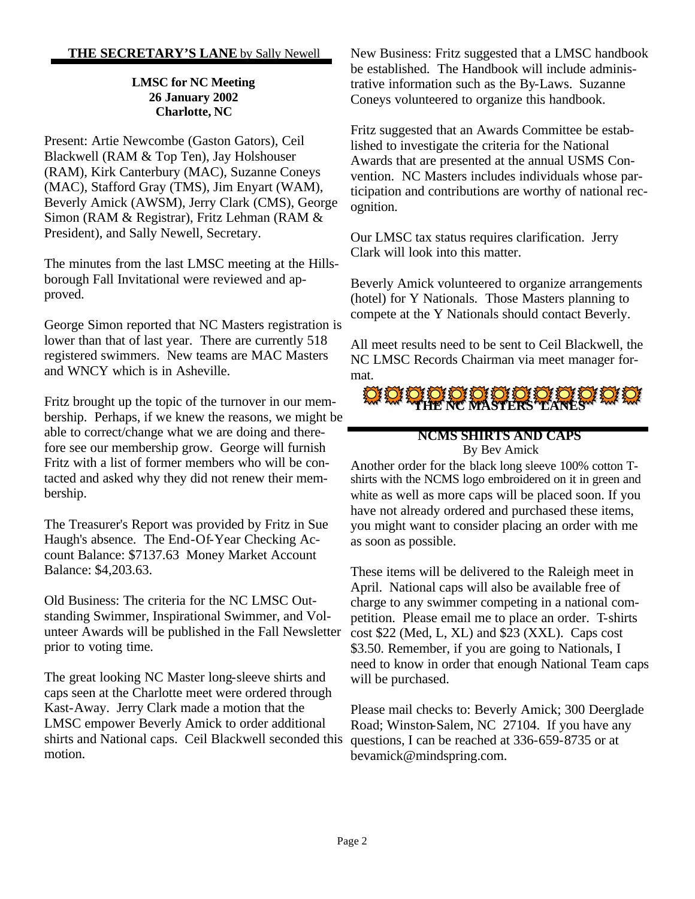## THE SECRETARY'S LANE by Sally Newell

**LMSC for NC Meeting**
**26 January 2002**
**Charlotte, NC**

Present: Artie Newcombe (Gaston Gators), Ceil Blackwell (RAM & Top Ten), Jay Holshouser (RAM), Kirk Canterbury (MAC), Suzanne Coneys (MAC), Stafford Gray (TMS), Jim Enyart (WAM), Beverly Amick (AWSM), Jerry Clark (CMS), George Simon (RAM & Registrar), Fritz Lehman (RAM & President), and Sally Newell, Secretary.

The minutes from the last LMSC meeting at the Hillsborough Fall Invitational were reviewed and approved.

George Simon reported that NC Masters registration is lower than that of last year. There are currently 518 registered swimmers. New teams are MAC Masters and WNCY which is in Asheville.

Fritz brought up the topic of the turnover in our membership. Perhaps, if we knew the reasons, we might be able to correct/change what we are doing and therefore see our membership grow. George will furnish Fritz with a list of former members who will be contacted and asked why they did not renew their membership.

The Treasurer's Report was provided by Fritz in Sue Haugh's absence. The End-Of-Year Checking Account Balance: $7137.63 Money Market Account Balance: $4,203.63.

Old Business: The criteria for the NC LMSC Outstanding Swimmer, Inspirational Swimmer, and Volunteer Awards will be published in the Fall Newsletter prior to voting time.

The great looking NC Master long-sleeve shirts and caps seen at the Charlotte meet were ordered through Kast-Away. Jerry Clark made a motion that the LMSC empower Beverly Amick to order additional shirts and National caps. Ceil Blackwell seconded this motion.

New Business: Fritz suggested that a LMSC handbook be established. The Handbook will include administrative information such as the By-Laws. Suzanne Coneys volunteered to organize this handbook.

Fritz suggested that an Awards Committee be established to investigate the criteria for the National Awards that are presented at the annual USMS Convention. NC Masters includes individuals whose participation and contributions are worthy of national recognition.

Our LMSC tax status requires clarification. Jerry Clark will look into this matter.

Beverly Amick volunteered to organize arrangements (hotel) for Y Nationals. Those Masters planning to compete at the Y Nationals should contact Beverly.

All meet results need to be sent to Ceil Blackwell, the NC LMSC Records Chairman via meet manager format.

## THE NC MASTERS' LANES

### NCMS SHIRTS AND CAPS

By Bev Amick

Another order for the black long sleeve 100% cotton T-shirts with the NCMS logo embroidered on it in green and white as well as more caps will be placed soon. If you have not already ordered and purchased these items, you might want to consider placing an order with me as soon as possible.

These items will be delivered to the Raleigh meet in April. National caps will also be available free of charge to any swimmer competing in a national competition. Please email me to place an order. T-shirts cost $22 (Med, L, XL) and $23 (XXL). Caps cost $3.50. Remember, if you are going to Nationals, I need to know in order that enough National Team caps will be purchased.

Please mail checks to: Beverly Amick; 300 Deerglade Road; Winston-Salem, NC 27104. If you have any questions, I can be reached at 336-659-8735 or at bevamick@mindspring.com.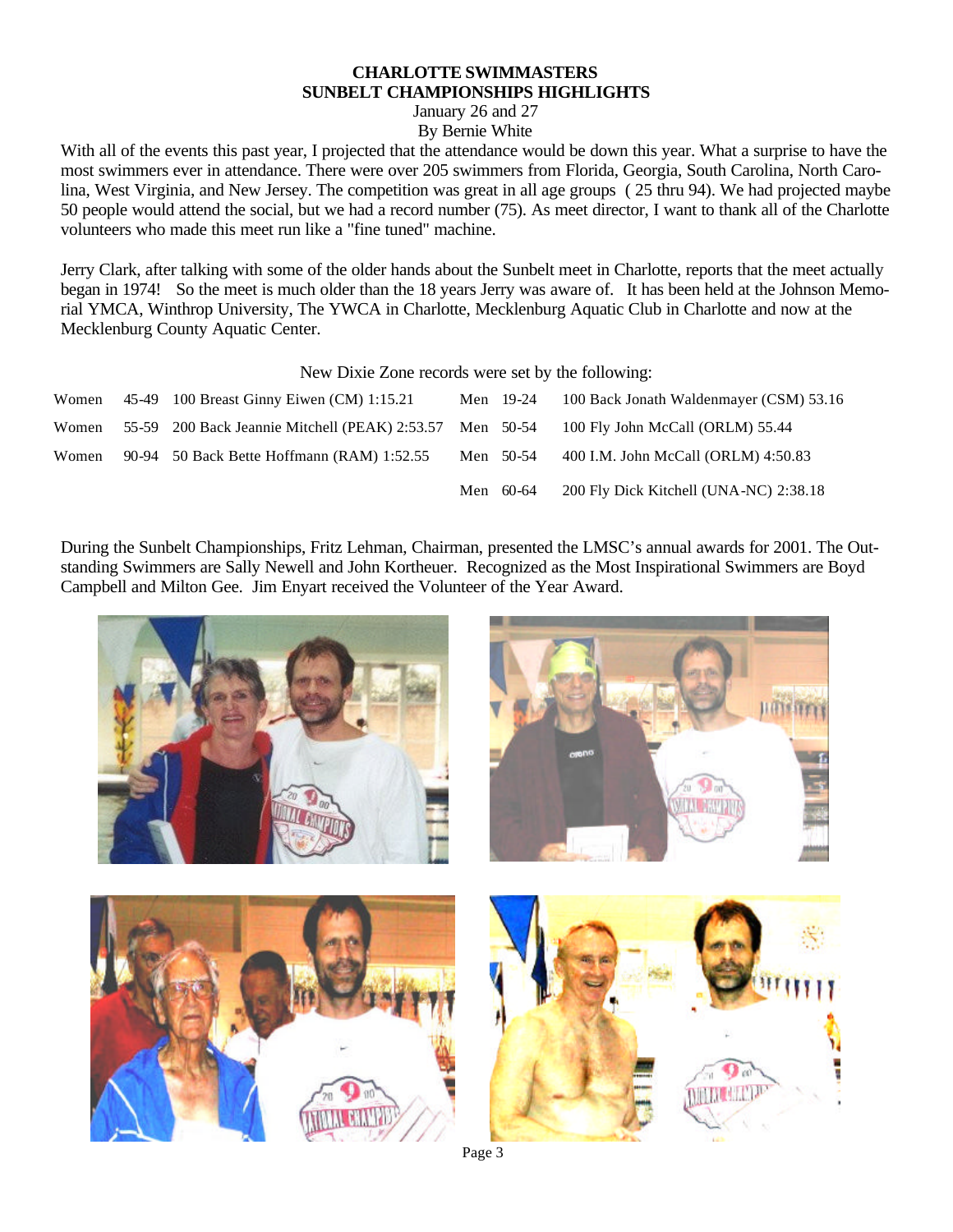# CHARLOTTE SWIMMASTERS
## SUNBELT CHAMPIONSHIPS HIGHLIGHTS

January 26 and 27

By Bernie White

With all of the events this past year, I projected that the attendance would be down this year. What a surprise to have the most swimmers ever in attendance. There were over 205 swimmers from Florida, Georgia, South Carolina, North Carolina, West Virginia, and New Jersey. The competition was great in all age groups ( 25 thru 94). We had projected maybe 50 people would attend the social, but we had a record number (75). As meet director, I want to thank all of the Charlotte volunteers who made this meet run like a "fine tuned" machine.

Jerry Clark, after talking with some of the older hands about the Sunbelt meet in Charlotte, reports that the meet actually began in 1974! So the meet is much older than the 18 years Jerry was aware of. It has been held at the Johnson Memorial YMCA, Winthrop University, The YWCA in Charlotte, Mecklenburg Aquatic Club in Charlotte and now at the Mecklenburg County Aquatic Center.

New Dixie Zone records were set by the following:

| | | | | | |
|---|---|---|---|---|---|
| Women | 45-49 | 100 Breast Ginny Eiwen (CM) 1:15.21 | Men | 19-24 | 100 Back Jonath Waldenmayer (CSM) 53.16 |
| Women | 55-59 | 200 Back Jeannie Mitchell (PEAK) 2:53.57 | Men | 50-54 | 100 Fly John McCall (ORLM) 55.44 |
| Women | 90-94 | 50 Back Bette Hoffmann (RAM) 1:52.55 | Men | 50-54 | 400 I.M. John McCall (ORLM) 4:50.83 |
| | | | Men | 60-64 | 200 Fly Dick Kitchell (UNA-NC) 2:38.18 |

During the Sunbelt Championships, Fritz Lehman, Chairman, presented the LMSC's annual awards for 2001. The Outstanding Swimmers are Sally Newell and John Kortheuer. Recognized as the Most Inspirational Swimmers are Boyd Campbell and Milton Gee. Jim Enyart received the Volunteer of the Year Award.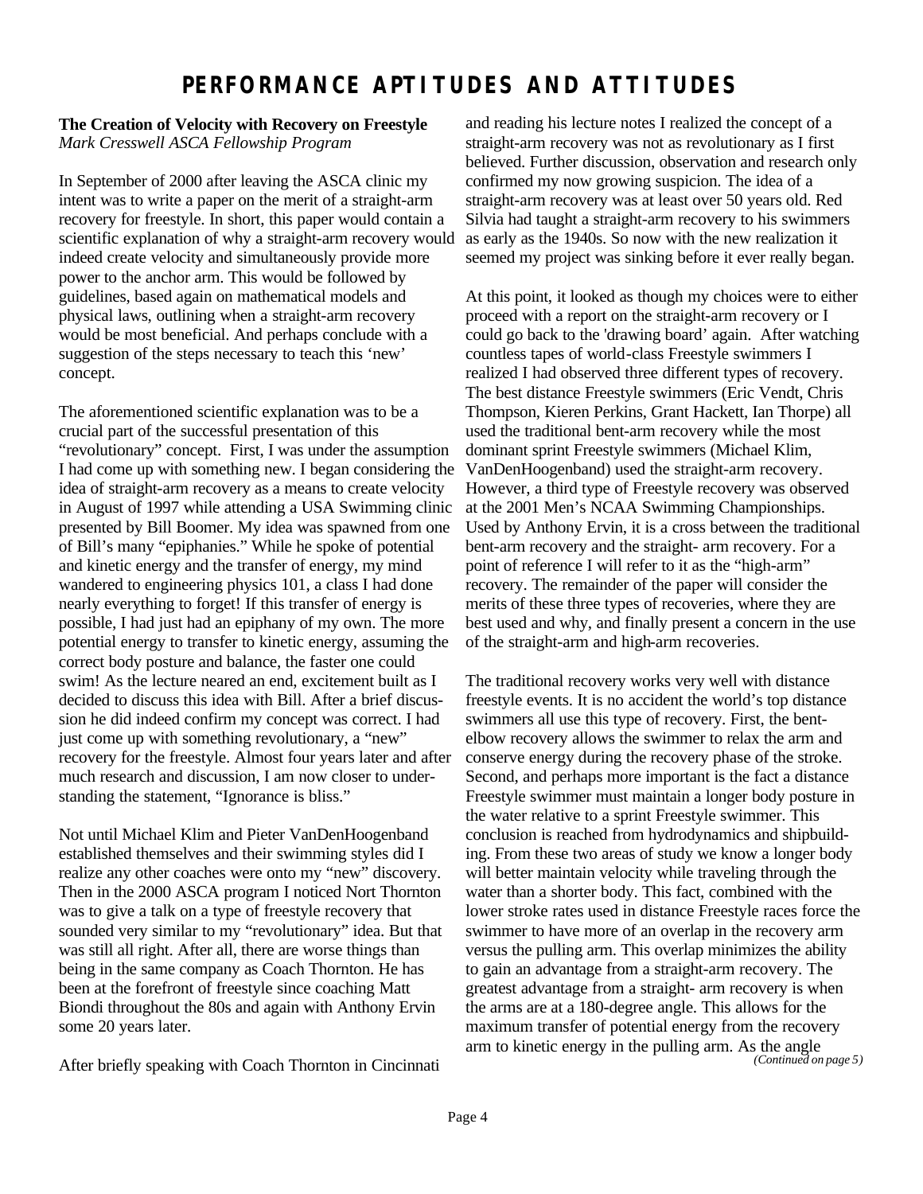# PERFORMANCE APTITUDES AND ATTITUDES

**The Creation of Velocity with Recovery on Freestyle**
*Mark Cresswell ASCA Fellowship Program*

In September of 2000 after leaving the ASCA clinic my intent was to write a paper on the merit of a straight-arm recovery for freestyle. In short, this paper would contain a scientific explanation of why a straight-arm recovery would indeed create velocity and simultaneously provide more power to the anchor arm. This would be followed by guidelines, based again on mathematical models and physical laws, outlining when a straight-arm recovery would be most beneficial. And perhaps conclude with a suggestion of the steps necessary to teach this 'new' concept.

The aforementioned scientific explanation was to be a crucial part of the successful presentation of this "revolutionary" concept. First, I was under the assumption I had come up with something new. I began considering the idea of straight-arm recovery as a means to create velocity in August of 1997 while attending a USA Swimming clinic presented by Bill Boomer. My idea was spawned from one of Bill's many "epiphanies." While he spoke of potential and kinetic energy and the transfer of energy, my mind wandered to engineering physics 101, a class I had done nearly everything to forget! If this transfer of energy is possible, I had just had an epiphany of my own. The more potential energy to transfer to kinetic energy, assuming the correct body posture and balance, the faster one could swim! As the lecture neared an end, excitement built as I decided to discuss this idea with Bill. After a brief discussion he did indeed confirm my concept was correct. I had just come up with something revolutionary, a "new" recovery for the freestyle. Almost four years later and after much research and discussion, I am now closer to understanding the statement, "Ignorance is bliss."

Not until Michael Klim and Pieter VanDenHoogenband established themselves and their swimming styles did I realize any other coaches were onto my "new" discovery. Then in the 2000 ASCA program I noticed Nort Thornton was to give a talk on a type of freestyle recovery that sounded very similar to my "revolutionary" idea. But that was still all right. After all, there are worse things than being in the same company as Coach Thornton. He has been at the forefront of freestyle since coaching Matt Biondi throughout the 80s and again with Anthony Ervin some 20 years later.

After briefly speaking with Coach Thornton in Cincinnati and reading his lecture notes I realized the concept of a straight-arm recovery was not as revolutionary as I first believed. Further discussion, observation and research only confirmed my now growing suspicion. The idea of a straight-arm recovery was at least over 50 years old. Red Silvia had taught a straight-arm recovery to his swimmers as early as the 1940s. So now with the new realization it seemed my project was sinking before it ever really began.

At this point, it looked as though my choices were to either proceed with a report on the straight-arm recovery or I could go back to the 'drawing board' again. After watching countless tapes of world-class Freestyle swimmers I realized I had observed three different types of recovery. The best distance Freestyle swimmers (Eric Vendt, Chris Thompson, Kieren Perkins, Grant Hackett, Ian Thorpe) all used the traditional bent-arm recovery while the most dominant sprint Freestyle swimmers (Michael Klim, VanDenHoogenband) used the straight-arm recovery. However, a third type of Freestyle recovery was observed at the 2001 Men's NCAA Swimming Championships. Used by Anthony Ervin, it is a cross between the traditional bent-arm recovery and the straight- arm recovery. For a point of reference I will refer to it as the "high-arm" recovery. The remainder of the paper will consider the merits of these three types of recoveries, where they are best used and why, and finally present a concern in the use of the straight-arm and high-arm recoveries.

The traditional recovery works very well with distance freestyle events. It is no accident the world's top distance swimmers all use this type of recovery. First, the bent-elbow recovery allows the swimmer to relax the arm and conserve energy during the recovery phase of the stroke. Second, and perhaps more important is the fact a distance Freestyle swimmer must maintain a longer body posture in the water relative to a sprint Freestyle swimmer. This conclusion is reached from hydrodynamics and shipbuilding. From these two areas of study we know a longer body will better maintain velocity while traveling through the water than a shorter body. This fact, combined with the lower stroke rates used in distance Freestyle races force the swimmer to have more of an overlap in the recovery arm versus the pulling arm. This overlap minimizes the ability to gain an advantage from a straight-arm recovery. The greatest advantage from a straight- arm recovery is when the arms are at a 180-degree angle. This allows for the maximum transfer of potential energy from the recovery arm to kinetic energy in the pulling arm. As the angle

*(Continued on page 5)*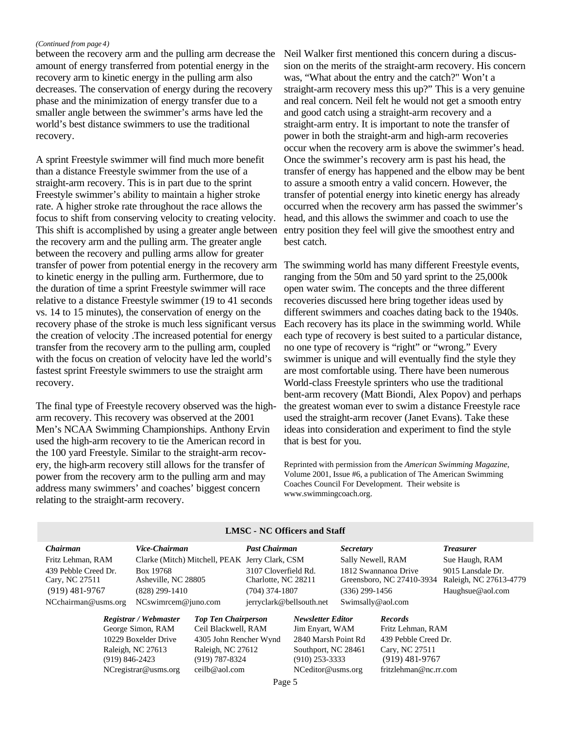*(Continued from page 4)*

between the recovery arm and the pulling arm decrease the amount of energy transferred from potential energy in the recovery arm to kinetic energy in the pulling arm also decreases. The conservation of energy during the recovery phase and the minimization of energy transfer due to a smaller angle between the swimmer's arms have led the world's best distance swimmers to use the traditional recovery.

A sprint Freestyle swimmer will find much more benefit than a distance Freestyle swimmer from the use of a straight-arm recovery. This is in part due to the sprint Freestyle swimmer's ability to maintain a higher stroke rate. A higher stroke rate throughout the race allows the focus to shift from conserving velocity to creating velocity. This shift is accomplished by using a greater angle between the recovery arm and the pulling arm. The greater angle between the recovery and pulling arms allow for greater transfer of power from potential energy in the recovery arm to kinetic energy in the pulling arm. Furthermore, due to the duration of time a sprint Freestyle swimmer will race relative to a distance Freestyle swimmer (19 to 41 seconds vs. 14 to 15 minutes), the conservation of energy on the recovery phase of the stroke is much less significant versus the creation of velocity .The increased potential for energy transfer from the recovery arm to the pulling arm, coupled with the focus on creation of velocity have led the world's fastest sprint Freestyle swimmers to use the straight arm recovery.

The final type of Freestyle recovery observed was the high-arm recovery. This recovery was observed at the 2001 Men's NCAA Swimming Championships. Anthony Ervin used the high-arm recovery to tie the American record in the 100 yard Freestyle. Similar to the straight-arm recovery, the high-arm recovery still allows for the transfer of power from the recovery arm to the pulling arm and may address many swimmers' and coaches' biggest concern relating to the straight-arm recovery.

Neil Walker first mentioned this concern during a discussion on the merits of the straight-arm recovery. His concern was, "What about the entry and the catch?" Won't a straight-arm recovery mess this up?" This is a very genuine and real concern. Neil felt he would not get a smooth entry and good catch using a straight-arm recovery and a straight-arm entry. It is important to note the transfer of power in both the straight-arm and high-arm recoveries occur when the recovery arm is above the swimmer's head. Once the swimmer's recovery arm is past his head, the transfer of energy has happened and the elbow may be bent to assure a smooth entry a valid concern. However, the transfer of potential energy into kinetic energy has already occurred when the recovery arm has passed the swimmer's head, and this allows the swimmer and coach to use the entry position they feel will give the smoothest entry and best catch.

The swimming world has many different Freestyle events, ranging from the 50m and 50 yard sprint to the 25,000k open water swim. The concepts and the three different recoveries discussed here bring together ideas used by different swimmers and coaches dating back to the 1940s. Each recovery has its place in the swimming world. While each type of recovery is best suited to a particular distance, no one type of recovery is "right" or "wrong." Every swimmer is unique and will eventually find the style they are most comfortable using. There have been numerous World-class Freestyle sprinters who use the traditional bent-arm recovery (Matt Biondi, Alex Popov) and perhaps the greatest woman ever to swim a distance Freestyle race used the straight-arm recover (Janet Evans). Take these ideas into consideration and experiment to find the style that is best for you.

Reprinted with permission from the *American Swimming Magazine*, Volume 2001, Issue #6, a publication of The American Swimming Coaches Council For Development. Their website is www.swimmingcoach.org.

## LMSC - NC Officers and Staff

| *Chairman* | *Vice-Chairman* | *Past Chairman* | *Secretary* | *Treasurer* |
|---|---|---|---|---|
| Fritz Lehman, RAM | Clarke (Mitch) Mitchell, PEAK | Jerry Clark, CSM | Sally Newell, RAM | Sue Haugh, RAM |
| 439 Pebble Creed Dr. Cary, NC 27511 | Box 19768 Asheville, NC 28805 | 3107 Cloverfield Rd. Charlotte, NC 28211 | 1812 Swannanoa Drive Greensboro, NC 27410-3934 | 9015 Lansdale Dr. Raleigh, NC 27613-4779 |
| (919) 481-9767 | (828) 299-1410 | (704) 374-1807 | (336) 299-1456 | Haughsue@aol.com |
| NCchairman@usms.org | NCswimrcem@juno.com | jerryclark@bellsouth.net | Swimsally@aol.com | |

| *Registrar / Webmaster* | *Top Ten Chairperson* | *Newsletter Editor* | *Records* |
|---|---|---|---|
| George Simon, RAM | Ceil Blackwell, RAM | Jim Enyart, WAM | Fritz Lehman, RAM |
| 10229 Boxelder Drive | 4305 John Rencher Wynd | 2840 Marsh Point Rd | 439 Pebble Creed Dr. |
| Raleigh, NC 27613 | Raleigh, NC 27612 | Southport, NC 28461 | Cary, NC 27511 |
| (919) 846-2423 | (919) 787-8324 | (910) 253-3333 | (919) 481-9767 |
| NCregistrar@usms.org | ceilb@aol.com | NCeditor@usms.org | fritzlehman@nc.rr.com |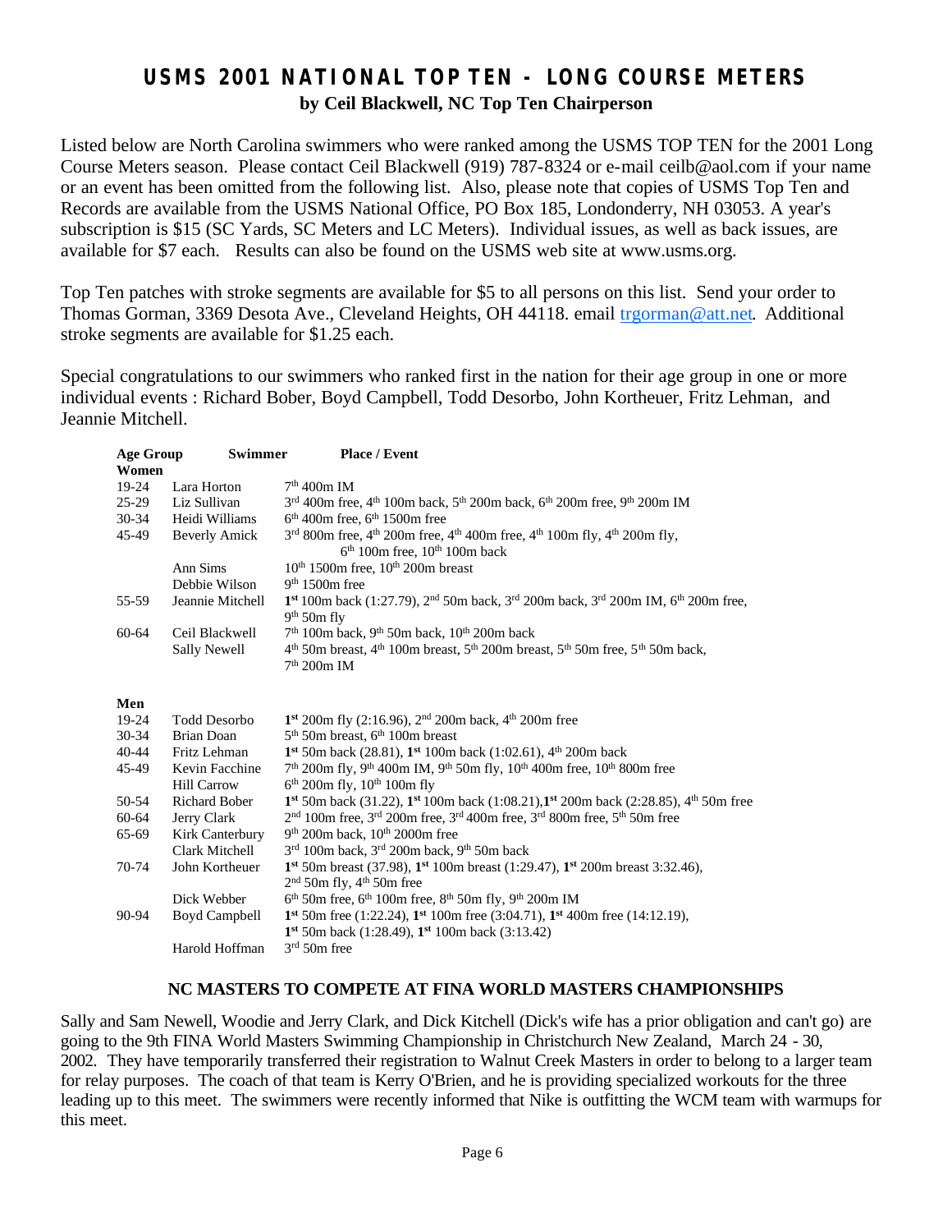# USMS 2001 NATIONAL TOP TEN - LONG COURSE METERS

**by Ceil Blackwell, NC Top Ten Chairperson**

Listed below are North Carolina swimmers who were ranked among the USMS TOP TEN for the 2001 Long Course Meters season. Please contact Ceil Blackwell (919) 787-8324 or e-mail ceilb@aol.com if your name or an event has been omitted from the following list. Also, please note that copies of USMS Top Ten and Records are available from the USMS National Office, PO Box 185, Londonderry, NH 03053. A year's subscription is $15 (SC Yards, SC Meters and LC Meters). Individual issues, as well as back issues, are available for $7 each. Results can also be found on the USMS web site at www.usms.org.

Top Ten patches with stroke segments are available for $5 to all persons on this list. Send your order to Thomas Gorman, 3369 Desota Ave., Cleveland Heights, OH 44118. email trgorman@att.net. Additional stroke segments are available for $1.25 each.

Special congratulations to our swimmers who ranked first in the nation for their age group in one or more individual events : Richard Bober, Boyd Campbell, Todd Desorbo, John Kortheuer, Fritz Lehman, and Jeannie Mitchell.

| Age Group | Swimmer | Place / Event |
|---|---|---|
| **Women** | | |
| 19-24 | Lara Horton | 7th 400m IM |
| 25-29 | Liz Sullivan | 3rd 400m free, 4th 100m back, 5th 200m back, 6th 200m free, 9th 200m IM |
| 30-34 | Heidi Williams | 6th 400m free, 6th 1500m free |
| 45-49 | Beverly Amick | 3rd 800m free, 4th 200m free, 4th 400m free, 4th 100m fly, 4th 200m fly, 6th 100m free, 10th 100m back |
| | Ann Sims | 10th 1500m free, 10th 200m breast |
| | Debbie Wilson | 9th 1500m free |
| 55-59 | Jeannie Mitchell | **1st** 100m back (1:27.79), 2nd 50m back, 3rd 200m back, 3rd 200m IM, 6th 200m free, 9th 50m fly |
| 60-64 | Ceil Blackwell | 7th 100m back, 9th 50m back, 10th 200m back |
| | Sally Newell | 4th 50m breast, 4th 100m breast, 5th 200m breast, 5th 50m free, 5th 50m back, 7th 200m IM |
| **Men** | | |
| 19-24 | Todd Desorbo | **1st** 200m fly (2:16.96), 2nd 200m back, 4th 200m free |
| 30-34 | Brian Doan | 5th 50m breast, 6th 100m breast |
| 40-44 | Fritz Lehman | **1st** 50m back (28.81), **1st** 100m back (1:02.61), 4th 200m back |
| 45-49 | Kevin Facchine | 7th 200m fly, 9th 400m IM, 9th 50m fly, 10th 400m free, 10th 800m free |
| | Hill Carrow | 6th 200m fly, 10th 100m fly |
| 50-54 | Richard Bober | **1st** 50m back (31.22), **1st** 100m back (1:08.21), **1st** 200m back (2:28.85), 4th 50m free |
| 60-64 | Jerry Clark | 2nd 100m free, 3rd 200m free, 3rd 400m free, 3rd 800m free, 5th 50m free |
| 65-69 | Kirk Canterbury | 9th 200m back, 10th 2000m free |
| | Clark Mitchell | 3rd 100m back, 3rd 200m back, 9th 50m back |
| 70-74 | John Kortheuer | **1st** 50m breast (37.98), **1st** 100m breast (1:29.47), **1st** 200m breast 3:32.46), 2nd 50m fly, 4th 50m free |
| | Dick Webber | 6th 50m free, 6th 100m free, 8th 50m fly, 9th 200m IM |
| 90-94 | Boyd Campbell | **1st** 50m free (1:22.24), **1st** 100m free (3:04.71), **1st** 400m free (14:12.19), **1st** 50m back (1:28.49), **1st** 100m back (3:13.42) |
| | Harold Hoffman | 3rd 50m free |

## NC MASTERS TO COMPETE AT FINA WORLD MASTERS CHAMPIONSHIPS

Sally and Sam Newell, Woodie and Jerry Clark, and Dick Kitchell (Dick's wife has a prior obligation and can't go) are going to the 9th FINA World Masters Swimming Championship in Christchurch New Zealand, March 24 - 30, 2002. They have temporarily transferred their registration to Walnut Creek Masters in order to belong to a larger team for relay purposes. The coach of that team is Kerry O'Brien, and he is providing specialized workouts for the three leading up to this meet. The swimmers were recently informed that Nike is outfitting the WCM team with warmups for this meet.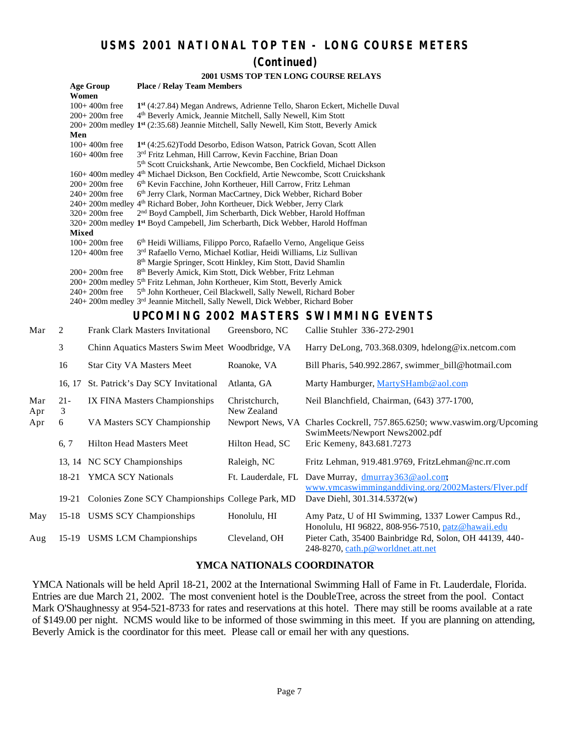# USMS 2001 NATIONAL TOP TEN - LONG COURSE METERS

## (Continued)

### 2001 USMS TOP TEN LONG COURSE RELAYS

| Age Group | Place / Relay Team Members |
|---|---|
| **Women** | |
| 100+ 400m free | **1st** (4:27.84) Megan Andrews, Adrienne Tello, Sharon Eckert, Michelle Duval |
| 200+ 200m free | 4th Beverly Amick, Jeannie Mitchell, Sally Newell, Kim Stott |
| 200+ 200m medley | **1st** (2:35.68) Jeannie Mitchell, Sally Newell, Kim Stott, Beverly Amick |
| **Men** | |
| 100+ 400m free | **1st** (4:25.62)Todd Desorbo, Edison Watson, Patrick Govan, Scott Allen |
| 160+ 400m free | 3rd Fritz Lehman, Hill Carrow, Kevin Facchine, Brian Doan |
| | 5th Scott Cruickshank, Artie Newcombe, Ben Cockfield, Michael Dickson |
| 160+ 400m medley | 4th Michael Dickson, Ben Cockfield, Artie Newcombe, Scott Cruickshank |
| 200+ 200m free | 6th Kevin Facchine, John Kortheuer, Hill Carrow, Fritz Lehman |
| 240+ 200m free | 6th Jerry Clark, Norman MacCartney, Dick Webber, Richard Bober |
| 240+ 200m medley | 4th Richard Bober, John Kortheuer, Dick Webber, Jerry Clark |
| 320+ 200m free | 2nd Boyd Campbell, Jim Scherbarth, Dick Webber, Harold Hoffman |
| 320+ 200m medley | **1st** Boyd Campebell, Jim Scherbarth, Dick Webber, Harold Hoffman |
| **Mixed** | |
| 100+ 200m free | 6th Heidi Williams, Filippo Porco, Rafaello Verno, Angelique Geiss |
| 120+ 400m free | 3rd Rafaello Verno, Michael Kotliar, Heidi Williams, Liz Sullivan |
| | 8th Margie Springer, Scott Hinkley, Kim Stott, David Shamlin |
| 200+ 200m free | 8th Beverly Amick, Kim Stott, Dick Webber, Fritz Lehman |
| 200+ 200m medley | 5th Fritz Lehman, John Kortheuer, Kim Stott, Beverly Amick |
| 240+ 200m free | 5th John Kortheuer, Ceil Blackwell, Sally Newell, Richard Bober |
| 240+ 200m medley | 3rd Jeannie Mitchell, Sally Newell, Dick Webber, Richard Bober |

## UPCOMING 2002 MASTERS SWIMMING EVENTS

| | | | | |
|---|---|---|---|---|
| Mar | 2 | Frank Clark Masters Invitational | Greensboro, NC | Callie Stuhler 336-272-2901 |
| | 3 | Chinn Aquatics Masters Swim Meet | Woodbridge, VA | Harry DeLong, 703.368.0309, hdelong@ix.netcom.com |
| | 16 | Star City VA Masters Meet | Roanoke, VA | Bill Pharis, 540.992.2867, swimmer_bill@hotmail.com |
| | 16, 17 | St. Patrick's Day SCY Invitational | Atlanta, GA | Marty Hamburger, MartySHamb@aol.com |
| Mar Apr | 21-3 | IX FINA Masters Championships | Christchurch, New Zealand | Neil Blanchfield, Chairman, (643) 377-1700, |
| Apr | 6 | VA Masters SCY Championship | Newport News, VA | Charles Cockrell, 757.865.6250; www.vaswim.org/Upcoming SwimMeets/Newport News2002.pdf |
| | 6, 7 | Hilton Head Masters Meet | Hilton Head, SC | Eric Kemeny, 843.681.7273 |
| | 13, 14 | NC SCY Championships | Raleigh, NC | Fritz Lehman, 919.481.9769, FritzLehman@nc.rr.com |
| | 18-21 | YMCA SCY Nationals | Ft. Lauderdale, FL | Dave Murray, dmurray363@aol.com; www.ymcaswimminganddiving.org/2002Masters/Flyer.pdf |
| | 19-21 | Colonies Zone SCY Championships | College Park, MD | Dave Diehl, 301.314.5372(w) |
| May | 15-18 | USMS SCY Championships | Honolulu, HI | Amy Patz, U of HI Swimming, 1337 Lower Campus Rd., Honolulu, HI 96822, 808-956-7510, patz@hawaii.edu |
| Aug | 15-19 | USMS LCM Championships | Cleveland, OH | Pieter Cath, 35400 Bainbridge Rd, Solon, OH 44139, 440-248-8270, cath.p@worldnet.att.net |

### YMCA NATIONALS COORDINATOR

YMCA Nationals will be held April 18-21, 2002 at the International Swimming Hall of Fame in Ft. Lauderdale, Florida. Entries are due March 21, 2002. The most convenient hotel is the DoubleTree, across the street from the pool. Contact Mark O'Shaughnessy at 954-521-8733 for rates and reservations at this hotel. There may still be rooms available at a rate of $149.00 per night. NCMS would like to be informed of those swimming in this meet. If you are planning on attending, Beverly Amick is the coordinator for this meet. Please call or email her with any questions.